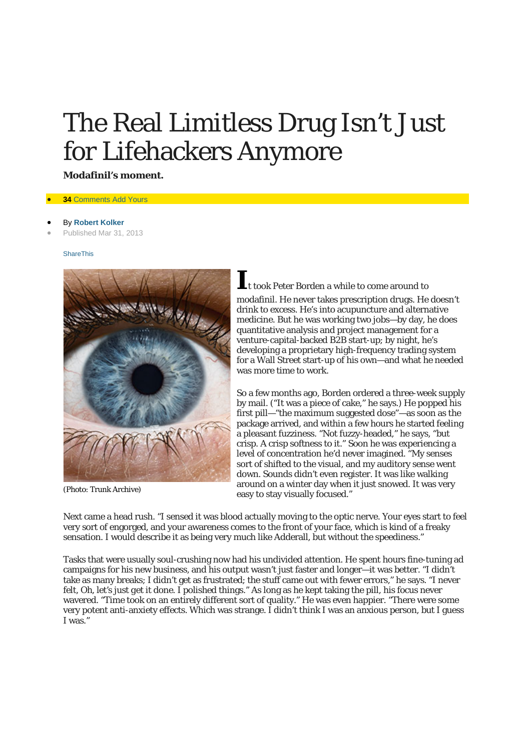# The Real Limitless Drug Isn't Just for Lifehackers Anymore

**Modafinil's moment.**

- **34** Comments Add Yours

- By **Robert Kolker**
- Published Mar 31, 2013

ShareThis

(Photo: Trunk Archive)

It took Peter Borden a while to come around to modafinil. He never takes prescription drugs. He doesn't drink to excess. He's into acupuncture and alternative medicine. But he was working two jobs—by day, he does quantitative analysis and project management for a venture-capital-backed B2B start-up; by night, he's developing a proprietary high-frequency trading system for a Wall Street start-up of his own—and what he needed was more time to work.

So a few months ago, Borden ordered a three-week supply by mail. ("It was a piece of cake," he says.) He popped his first pill—"the maximum suggested dose"—as soon as the package arrived, and within a few hours he started feeling a pleasant fuzziness. "Not fuzzy-headed," he says, "but crisp. A crisp softness to it." Soon he was experiencing a level of concentration he'd never imagined. "My senses sort of shifted to the visual, and my auditory sense went down. Sounds didn't even register. It was like walking around on a winter day when it just snowed. It was very easy to stay visually focused."

Next came a head rush. "I sensed it was blood actually moving to the optic nerve. Your eyes start to feel very sort of engorged, and your awareness comes to the front of your face, which is kind of a freaky sensation. I would describe it as being very much like Adderall, but without the speediness."

Tasks that were usually soul-crushing now had his undivided attention. He spent hours fine-tuning ad campaigns for his new business, and his output wasn't just faster and longer—it was better. "I didn't take as many breaks; I didn't get as frustrated; the stuff came out with fewer errors," he says. "I never felt, Oh, let's just get it done. I polished things." As long as he kept taking the pill, his focus never wavered. "Time took on an entirely different sort of quality." He was even happier. "There were some very potent anti-anxiety effects. Which was strange. I didn't think I was an anxious person, but I guess I was."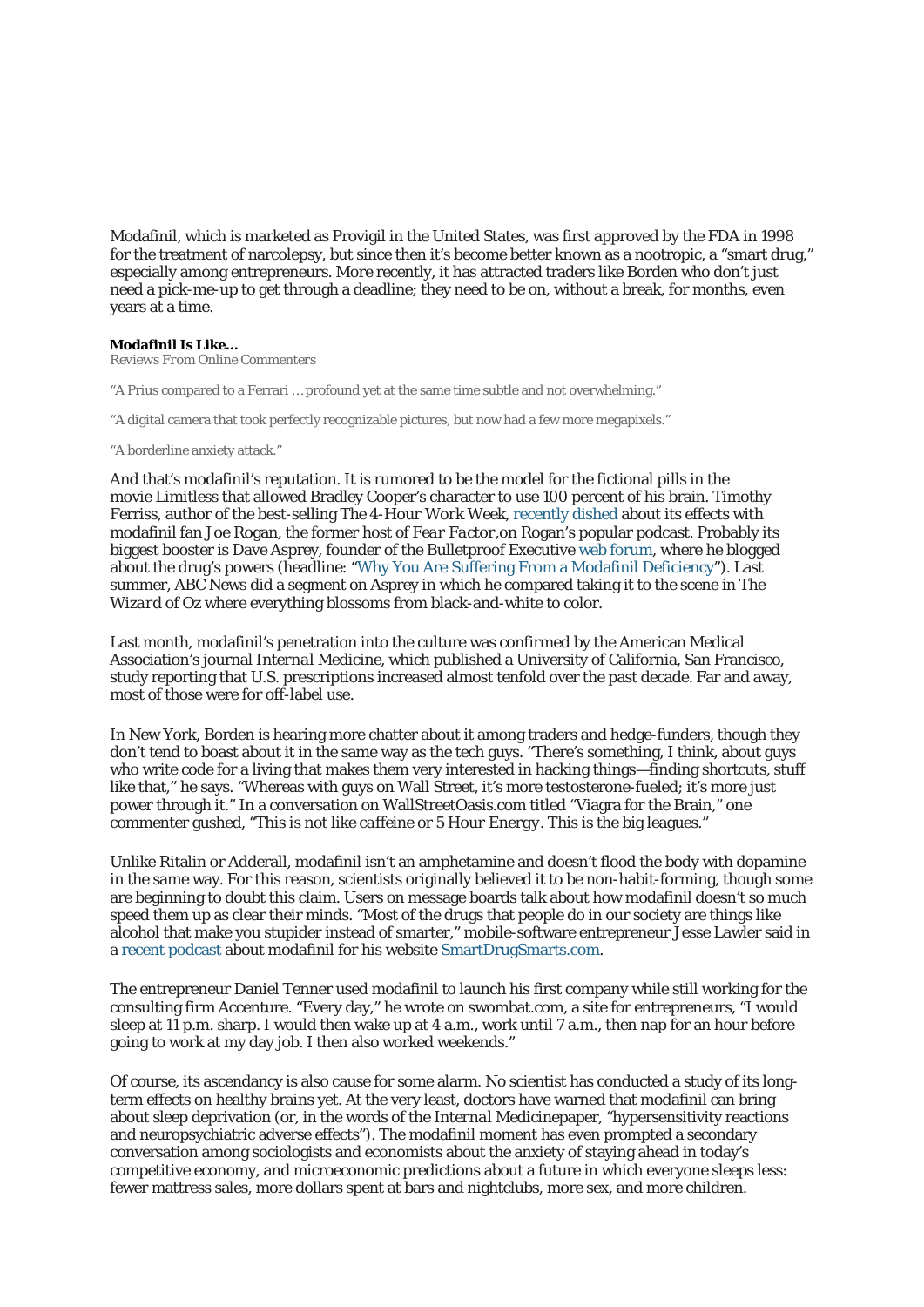Modafinil, which is marketed as Provigil in the United States, was first approved by the FDA in 1998 for the treatment of narcolepsy, but since then it's become better known as a nootropic, a "smart drug," especially among entrepreneurs. More recently, it has attracted traders like Borden who don't just need a pick-me-up to get through a deadline; they need to be on, without a break, for months, even years at a time.

**Modafinil Is Like...**
*Reviews From Online Commenters*

"A Prius compared to a Ferrari … profound yet at the same time subtle and not overwhelming."

"A digital camera that took perfectly recognizable pictures, but now had a few more megapixels."

"A borderline anxiety attack."

And that's modafinil's reputation. It is rumored to be the model for the fictional pills in the movie Limitless that allowed Bradley Cooper's character to use 100 percent of his brain. Timothy Ferriss, author of the best-selling *The 4-Hour Work Week*, recently dished about its effects with modafinil fan Joe Rogan, the former host of *Fear Factor*,on Rogan's popular podcast. Probably its biggest booster is Dave Asprey, founder of the Bulletproof Executive web forum, where he blogged about the drug's powers (headline: "Why You Are Suffering From a Modafinil Deficiency"). Last summer, ABC News did a segment on Asprey in which he compared taking it to the scene in *The Wizard of Oz* where everything blossoms from black-and-white to color.

Last month, modafinil's penetration into the culture was confirmed by the American Medical Association's journal *Internal Medicine*, which published a University of California, San Francisco, study reporting that U.S. prescriptions increased almost tenfold over the past decade. Far and away, most of those were for off-label use.

In New York, Borden is hearing more chatter about it among traders and hedge-funders, though they don't tend to boast about it in the same way as the tech guys. "There's something, I think, about guys who write code for a living that makes them very interested in hacking things—finding shortcuts, stuff like that," he says. "Whereas with guys on Wall Street, it's more testosterone-fueled; it's more just power through it." In a conversation on WallStreetOasis.com titled "Viagra for the Brain," one commenter gushed, "This is not like caffeine or 5 Hour Energy. This is the big leagues."

Unlike Ritalin or Adderall, modafinil isn't an amphetamine and doesn't flood the body with dopamine in the same way. For this reason, scientists originally believed it to be non-habit-forming, though some are beginning to doubt this claim. Users on message boards talk about how modafinil doesn't so much speed them up as clear their minds. "Most of the drugs that people do in our society are things like alcohol that make you stupider instead of smarter," mobile-software entrepreneur Jesse Lawler said in a recent podcast about modafinil for his website SmartDrugSmarts.com.

The entrepreneur Daniel Tenner used modafinil to launch his first company while still working for the consulting firm Accenture. "Every day," he wrote on swombat.com, a site for entrepreneurs, "I would sleep at 11 p.m. sharp. I would then wake up at 4 a.m., work until 7 a.m., then nap for an hour before going to work at my day job. I then also worked weekends."

Of course, its ascendancy is also cause for some alarm. No scientist has conducted a study of its long-term effects on healthy brains yet. At the very least, doctors have warned that modafinil can bring about sleep deprivation (or, in the words of the *Internal Medicine*paper, "hypersensitivity reactions and neuropsychiatric adverse effects"). The modafinil moment has even prompted a secondary conversation among sociologists and economists about the anxiety of staying ahead in today's competitive economy, and microeconomic predictions about a future in which everyone sleeps less: fewer mattress sales, more dollars spent at bars and nightclubs, more sex, and more children.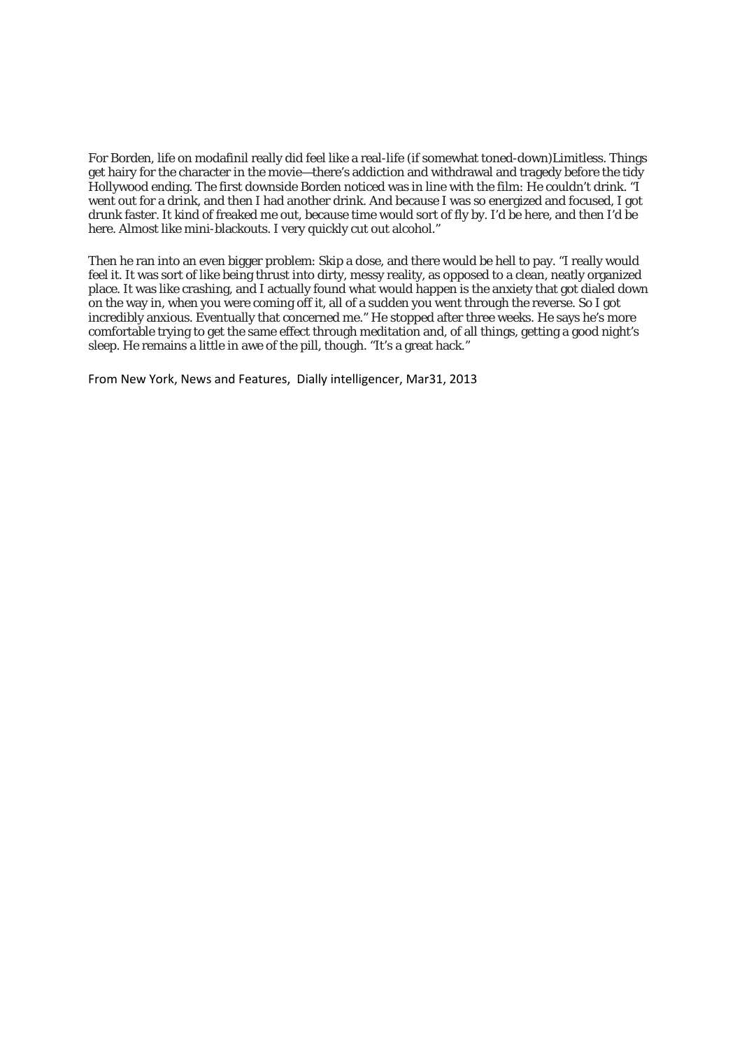For Borden, life on modafinil really did feel like a real-life (if somewhat toned-down)Limitless. Things get hairy for the character in the movie—there's addiction and withdrawal and tragedy before the tidy Hollywood ending. The first downside Borden noticed was in line with the film: He couldn't drink. "I went out for a drink, and then I had another drink. And because I was so energized and focused, I got drunk faster. It kind of freaked me out, because time would sort of fly by. I'd be here, and then I'd be here. Almost like mini-blackouts. I very quickly cut out alcohol."

Then he ran into an even bigger problem: Skip a dose, and there would be hell to pay. "I really would feel it. It was sort of like being thrust into dirty, messy reality, as opposed to a clean, neatly organized place. It was like crashing, and I actually found what would happen is the anxiety that got dialed down on the way in, when you were coming off it, all of a sudden you went through the reverse. So I got incredibly anxious. Eventually that concerned me." He stopped after three weeks. He says he's more comfortable trying to get the same effect through meditation and, of all things, getting a good night's sleep. He remains a little in awe of the pill, though. "It's a great hack."

From New York, News and Features, Dially intelligencer, Mar31, 2013